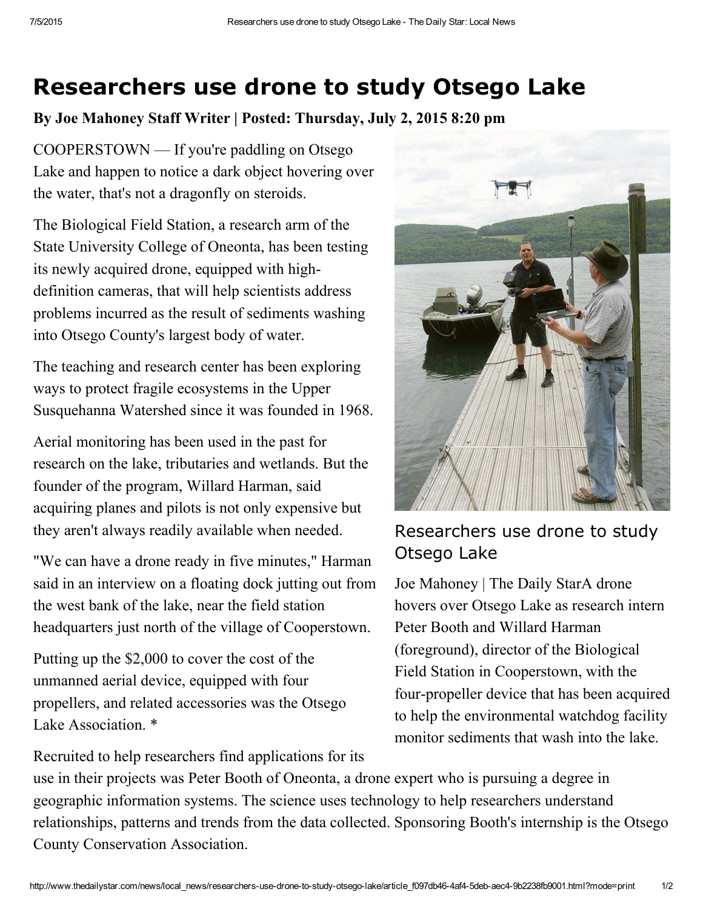# Researchers use drone to study Otsego Lake

**By Joe Mahoney Staff Writer | Posted: Thursday, July 2, 2015 8:20 pm**

COOPERSTOWN — If you're paddling on Otsego Lake and happen to notice a dark object hovering over the water, that's not a dragonfly on steroids.

The Biological Field Station, a research arm of the State University College of Oneonta, has been testing its newly acquired drone, equipped with high-definition cameras, that will help scientists address problems incurred as the result of sediments washing into Otsego County's largest body of water.

The teaching and research center has been exploring ways to protect fragile ecosystems in the Upper Susquehanna Watershed since it was founded in 1968.

Aerial monitoring has been used in the past for research on the lake, tributaries and wetlands. But the founder of the program, Willard Harman, said acquiring planes and pilots is not only expensive but they aren't always readily available when needed.

"We can have a drone ready in five minutes," Harman said in an interview on a floating dock jutting out from the west bank of the lake, near the field station headquarters just north of the village of Cooperstown.

Putting up the $2,000 to cover the cost of the unmanned aerial device, equipped with four propellers, and related accessories was the Otsego Lake Association. *

Researchers use drone to study Otsego Lake

Joe Mahoney | The Daily StarA drone hovers over Otsego Lake as research intern Peter Booth and Willard Harman (foreground), director of the Biological Field Station in Cooperstown, with the four-propeller device that has been acquired to help the environmental watchdog facility monitor sediments that wash into the lake.

Recruited to help researchers find applications for its use in their projects was Peter Booth of Oneonta, a drone expert who is pursuing a degree in geographic information systems. The science uses technology to help researchers understand relationships, patterns and trends from the data collected. Sponsoring Booth's internship is the Otsego County Conservation Association.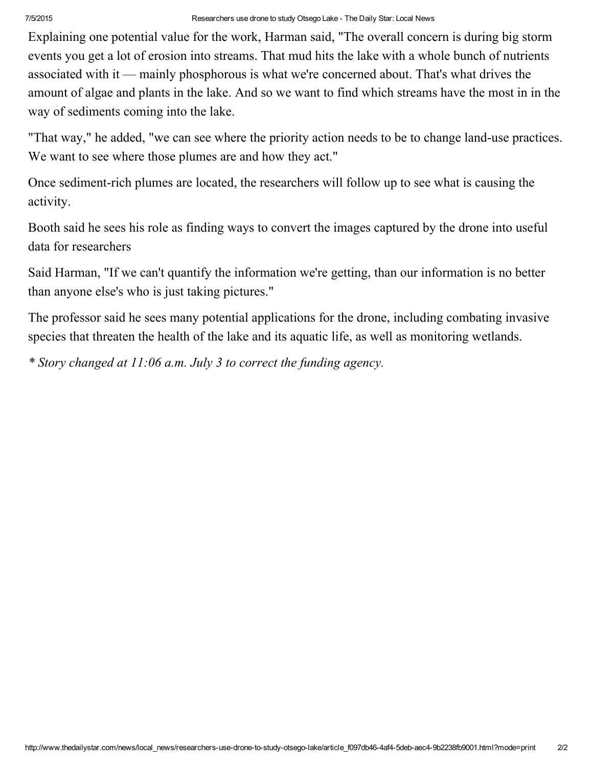Explaining one potential value for the work, Harman said, "The overall concern is during big storm events you get a lot of erosion into streams. That mud hits the lake with a whole bunch of nutrients associated with it — mainly phosphorous is what we're concerned about. That's what drives the amount of algae and plants in the lake. And so we want to find which streams have the most in in the way of sediments coming into the lake.

"That way," he added, "we can see where the priority action needs to be to change land-use practices. We want to see where those plumes are and how they act."

Once sediment-rich plumes are located, the researchers will follow up to see what is causing the activity.

Booth said he sees his role as finding ways to convert the images captured by the drone into useful data for researchers

Said Harman, "If we can't quantify the information we're getting, than our information is no better than anyone else's who is just taking pictures."

The professor said he sees many potential applications for the drone, including combating invasive species that threaten the health of the lake and its aquatic life, as well as monitoring wetlands.

*\* Story changed at 11:06 a.m. July 3 to correct the funding agency.*